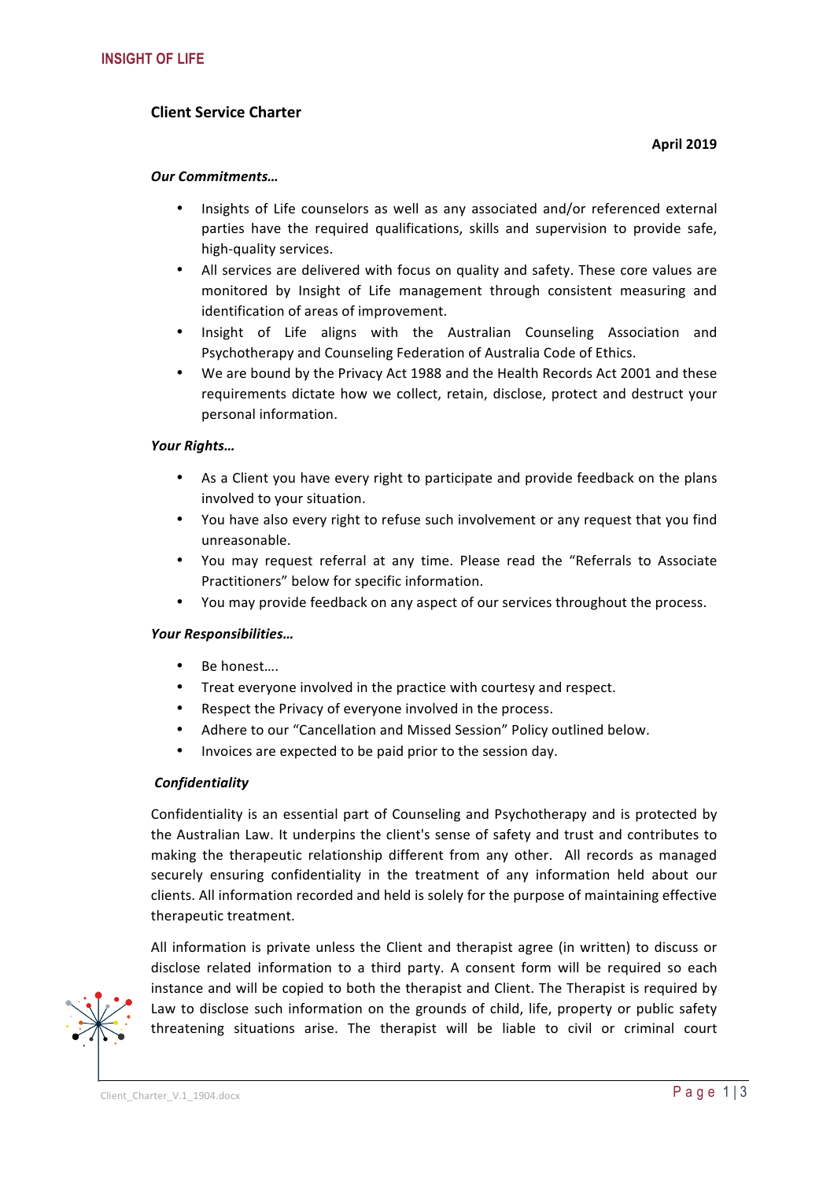# Client Service Charter

**April 2019**

***Our Commitments…***

- Insights of Life counselors as well as any associated and/or referenced external parties have the required qualifications, skills and supervision to provide safe, high-quality services.
- All services are delivered with focus on quality and safety. These core values are monitored by Insight of Life management through consistent measuring and identification of areas of improvement.
- Insight of Life aligns with the Australian Counseling Association and Psychotherapy and Counseling Federation of Australia Code of Ethics.
- We are bound by the Privacy Act 1988 and the Health Records Act 2001 and these requirements dictate how we collect, retain, disclose, protect and destruct your personal information.

***Your Rights…***

- As a Client you have every right to participate and provide feedback on the plans involved to your situation.
- You have also every right to refuse such involvement or any request that you find unreasonable.
- You may request referral at any time. Please read the "Referrals to Associate Practitioners" below for specific information.
- You may provide feedback on any aspect of our services throughout the process.

***Your Responsibilities…***

- Be honest….
- Treat everyone involved in the practice with courtesy and respect.
- Respect the Privacy of everyone involved in the process.
- Adhere to our "Cancellation and Missed Session" Policy outlined below.
- Invoices are expected to be paid prior to the session day.

***Confidentiality***

Confidentiality is an essential part of Counseling and Psychotherapy and is protected by the Australian Law. It underpins the client's sense of safety and trust and contributes to making the therapeutic relationship different from any other. All records as managed securely ensuring confidentiality in the treatment of any information held about our clients. All information recorded and held is solely for the purpose of maintaining effective therapeutic treatment.

All information is private unless the Client and therapist agree (in written) to discuss or disclose related information to a third party. A consent form will be required so each instance and will be copied to both the therapist and Client. The Therapist is required by Law to disclose such information on the grounds of child, life, property or public safety threatening situations arise. The therapist will be liable to civil or criminal court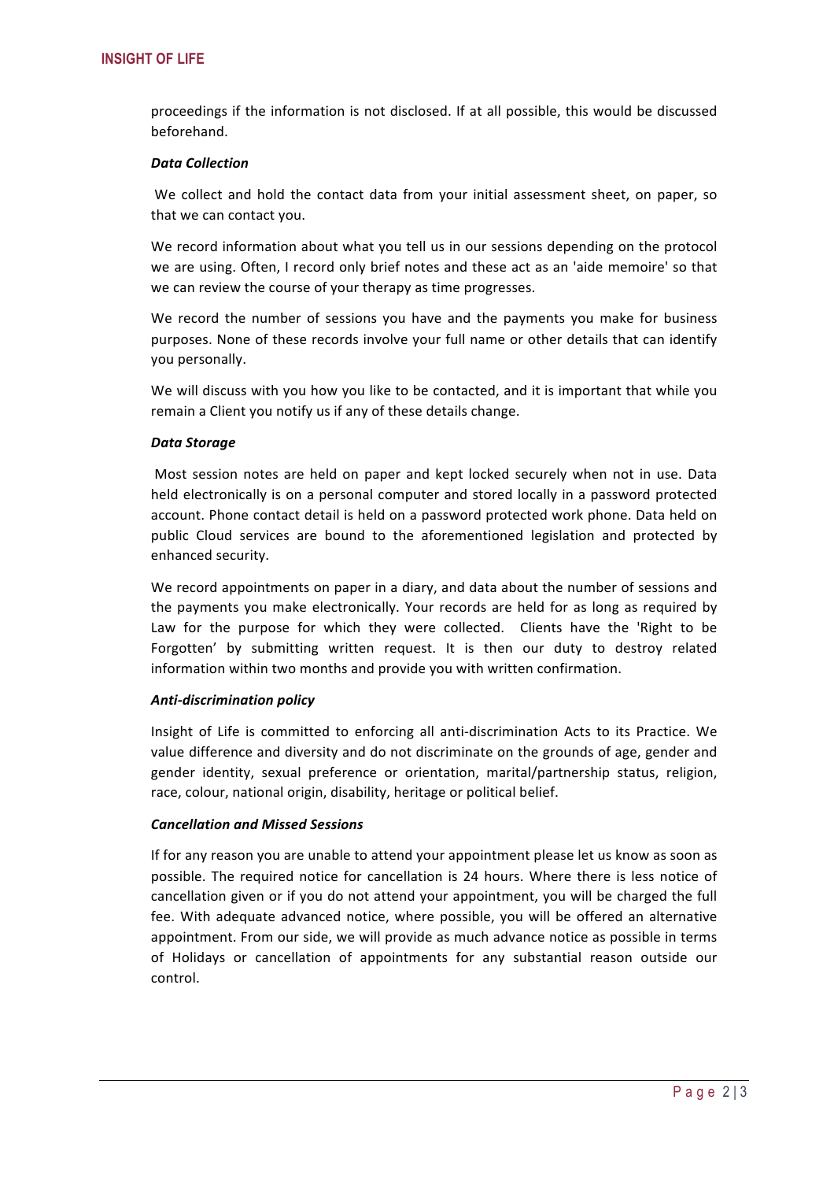proceedings if the information is not disclosed. If at all possible, this would be discussed beforehand.

***Data Collection***

We collect and hold the contact data from your initial assessment sheet, on paper, so that we can contact you.

We record information about what you tell us in our sessions depending on the protocol we are using. Often, I record only brief notes and these act as an 'aide memoire' so that we can review the course of your therapy as time progresses.

We record the number of sessions you have and the payments you make for business purposes. None of these records involve your full name or other details that can identify you personally.

We will discuss with you how you like to be contacted, and it is important that while you remain a Client you notify us if any of these details change.

***Data Storage***

Most session notes are held on paper and kept locked securely when not in use. Data held electronically is on a personal computer and stored locally in a password protected account. Phone contact detail is held on a password protected work phone. Data held on public Cloud services are bound to the aforementioned legislation and protected by enhanced security.

We record appointments on paper in a diary, and data about the number of sessions and the payments you make electronically. Your records are held for as long as required by Law for the purpose for which they were collected. Clients have the 'Right to be Forgotten' by submitting written request. It is then our duty to destroy related information within two months and provide you with written confirmation.

***Anti-discrimination policy***

Insight of Life is committed to enforcing all anti-discrimination Acts to its Practice. We value difference and diversity and do not discriminate on the grounds of age, gender and gender identity, sexual preference or orientation, marital/partnership status, religion, race, colour, national origin, disability, heritage or political belief.

***Cancellation and Missed Sessions***

If for any reason you are unable to attend your appointment please let us know as soon as possible. The required notice for cancellation is 24 hours. Where there is less notice of cancellation given or if you do not attend your appointment, you will be charged the full fee. With adequate advanced notice, where possible, you will be offered an alternative appointment. From our side, we will provide as much advance notice as possible in terms of Holidays or cancellation of appointments for any substantial reason outside our control.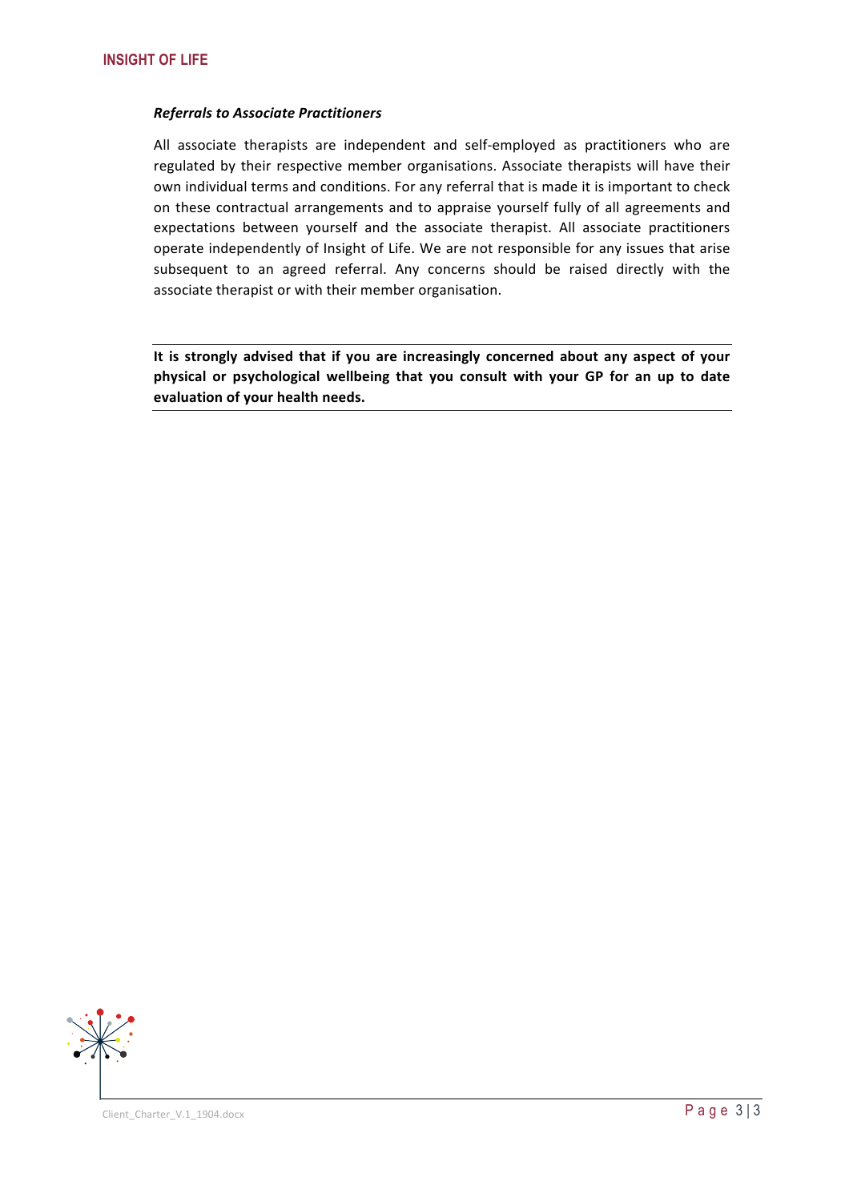***Referrals to Associate Practitioners***

All associate therapists are independent and self-employed as practitioners who are regulated by their respective member organisations. Associate therapists will have their own individual terms and conditions. For any referral that is made it is important to check on these contractual arrangements and to appraise yourself fully of all agreements and expectations between yourself and the associate therapist. All associate practitioners operate independently of Insight of Life. We are not responsible for any issues that arise subsequent to an agreed referral. Any concerns should be raised directly with the associate therapist or with their member organisation.

---

**It is strongly advised that if you are increasingly concerned about any aspect of your physical or psychological wellbeing that you consult with your GP for an up to date evaluation of your health needs.**

---